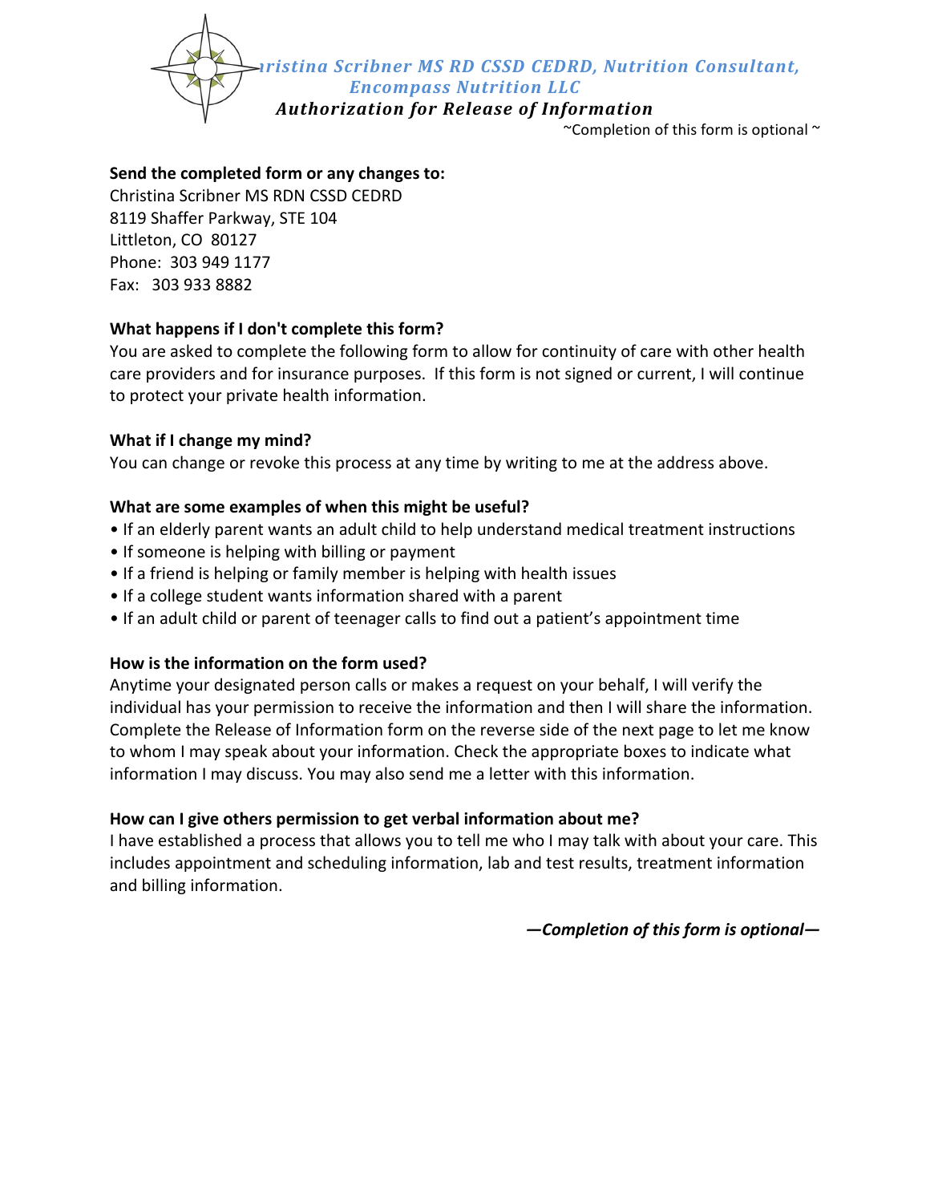# *Christina Scribner MS RD CSSD CEDRD, Nutrition Consultant, Encompass Nutrition LLC*

## *Authorization for Release of Information*

~Completion of this form is optional ~

**Send the completed form or any changes to:**
Christina Scribner MS RDN CSSD CEDRD
8119 Shaffer Parkway, STE 104
Littleton, CO 80127
Phone: 303 949 1177
Fax: 303 933 8882

**What happens if I don't complete this form?**
You are asked to complete the following form to allow for continuity of care with other health care providers and for insurance purposes. If this form is not signed or current, I will continue to protect your private health information.

**What if I change my mind?**
You can change or revoke this process at any time by writing to me at the address above.

**What are some examples of when this might be useful?**
- If an elderly parent wants an adult child to help understand medical treatment instructions
- If someone is helping with billing or payment
- If a friend is helping or family member is helping with health issues
- If a college student wants information shared with a parent
- If an adult child or parent of teenager calls to find out a patient's appointment time

**How is the information on the form used?**
Anytime your designated person calls or makes a request on your behalf, I will verify the individual has your permission to receive the information and then I will share the information. Complete the Release of Information form on the reverse side of the next page to let me know to whom I may speak about your information. Check the appropriate boxes to indicate what information I may discuss. You may also send me a letter with this information.

**How can I give others permission to get verbal information about me?**
I have established a process that allows you to tell me who I may talk with about your care. This includes appointment and scheduling information, lab and test results, treatment information and billing information.

***—Completion of this form is optional—***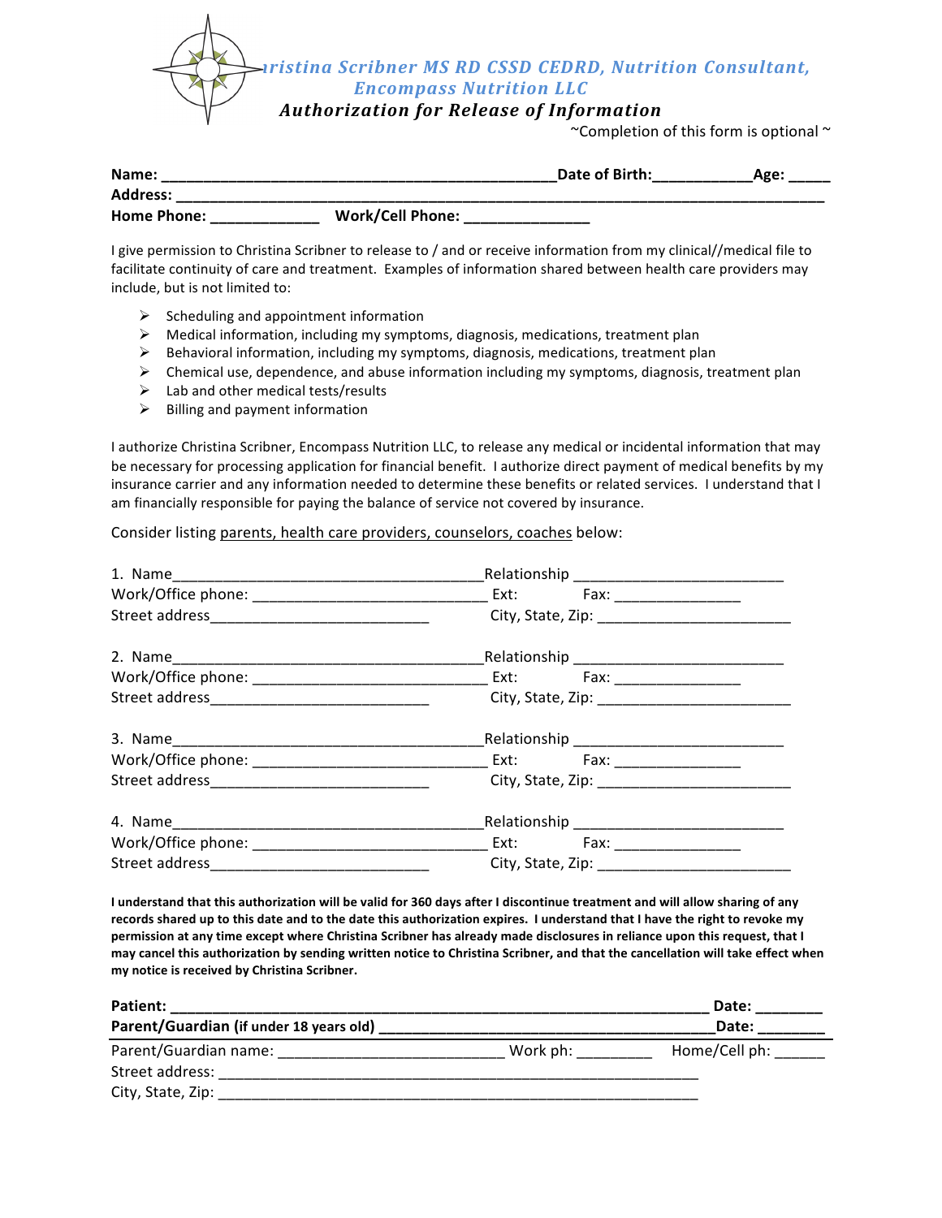*aristina Scribner MS RD CSSD CEDRD, Nutrition Consultant,*
*Encompass Nutrition LLC*

***Authorization for Release of Information***

~Completion of this form is optional ~

**Name: _______________________________________________Date of Birth:___________Age: _____**
**Address: _____________________________________________________________________________**
**Home Phone: _____________ Work/Cell Phone: _______________**

I give permission to Christina Scribner to release to / and or receive information from my clinical//medical file to facilitate continuity of care and treatment. Examples of information shared between health care providers may include, but is not limited to:

- Scheduling and appointment information
- Medical information, including my symptoms, diagnosis, medications, treatment plan
- Behavioral information, including my symptoms, diagnosis, medications, treatment plan
- Chemical use, dependence, and abuse information including my symptoms, diagnosis, treatment plan
- Lab and other medical tests/results
- Billing and payment information

I authorize Christina Scribner, Encompass Nutrition LLC, to release any medical or incidental information that may be necessary for processing application for financial benefit. I authorize direct payment of medical benefits by my insurance carrier and any information needed to determine these benefits or related services. I understand that I am financially responsible for paying the balance of service not covered by insurance.

Consider listing parents, health care providers, counselors, coaches below:

1. Name_____________________________________Relationship ________________________
Work/Office phone: ____________________________ Ext: Fax: _______________
Street address__________________________ City, State, Zip: _______________________

2. Name_____________________________________Relationship ________________________
Work/Office phone: ____________________________ Ext: Fax: _______________
Street address__________________________ City, State, Zip: _______________________

3. Name_____________________________________Relationship ________________________
Work/Office phone: ____________________________ Ext: Fax: _______________
Street address__________________________ City, State, Zip: _______________________

4. Name_____________________________________Relationship ________________________
Work/Office phone: ____________________________ Ext: Fax: _______________
Street address__________________________ City, State, Zip: _______________________

**I understand that this authorization will be valid for 360 days after I discontinue treatment and will allow sharing of any records shared up to this date and to the date this authorization expires. I understand that I have the right to revoke my permission at any time except where Christina Scribner has already made disclosures in reliance upon this request, that I may cancel this authorization by sending written notice to Christina Scribner, and that the cancellation will take effect when my notice is received by Christina Scribner.**

**Patient: _________________________________________________________________ Date: ________**
**Parent/Guardian (if under 18 years old) ________________________________________Date: ________**

Parent/Guardian name: __________________________ Work ph: _________ Home/Cell ph: ______
Street address: _________________________________________________________
City, State, Zip: _________________________________________________________